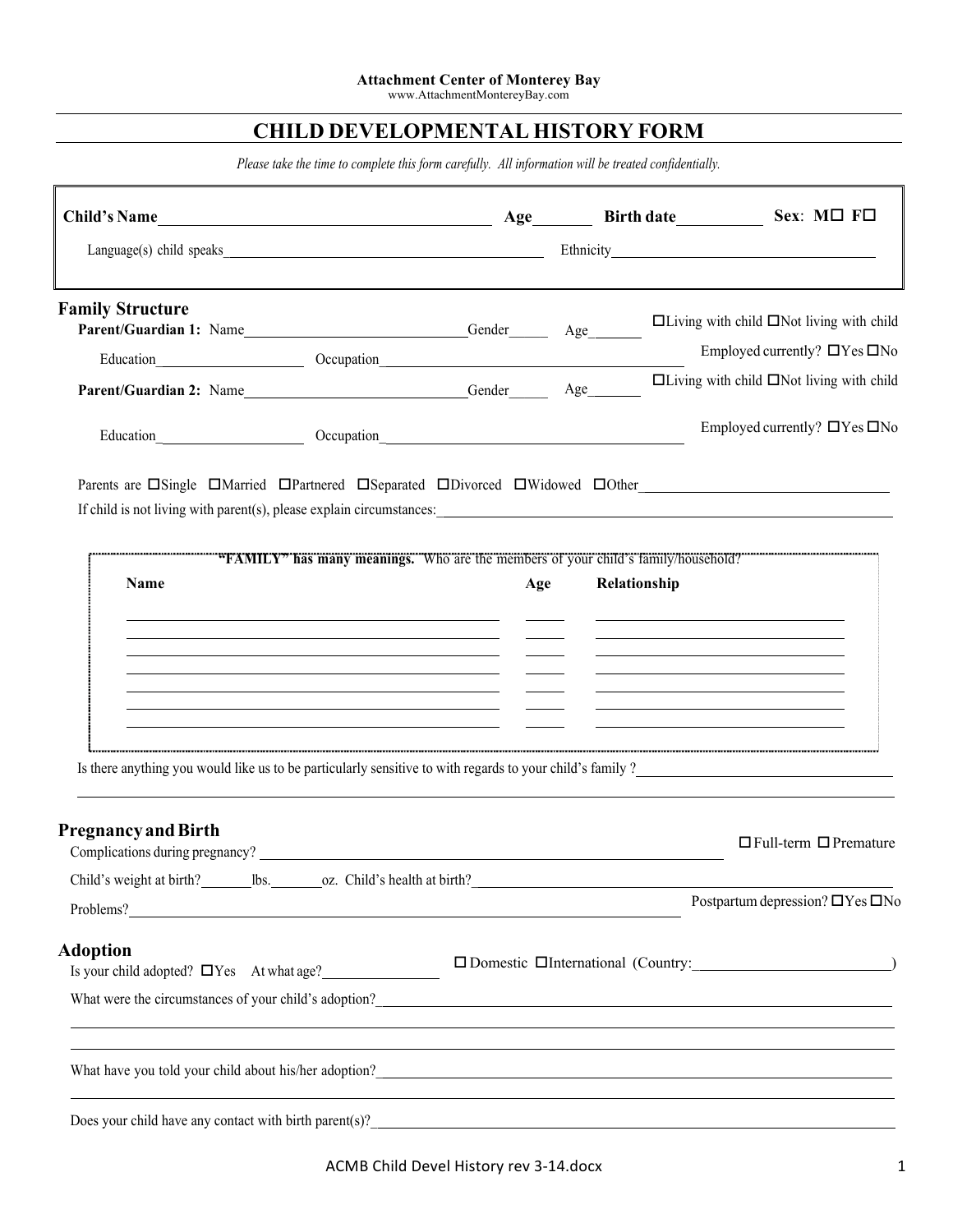**Attachment Center of Monterey Bay**
www.AttachmentMontereyBay.com

# CHILD DEVELOPMENTAL HISTORY FORM

*Please take the time to complete this form carefully. All information will be treated confidentially.*

**Child's Name** ________________________ **Age** ______ **Birth date** ________ **Sex**: M☐ F☐

Language(s) child speaks ________________________ Ethnicity ________________________

## Family Structure

**Parent/Guardian 1:** Name ________________ Gender ______ Age ______ ☐Living with child ☐Not living with child

Education ____________ Occupation ________________ Employed currently? ☐Yes ☐No

**Parent/Guardian 2:** Name ________________ Gender ______ Age ______ ☐Living with child ☐Not living with child

Education ____________ Occupation ________________ Employed currently? ☐Yes ☐No

Parents are ☐Single ☐Married ☐Partnered ☐Separated ☐Divorced ☐Widowed ☐Other ________________

If child is not living with parent(s), please explain circumstances: ________________________

**"FAMILY" has many meanings.** Who are the members of your child's family/household?

| Name | Age | Relationship |
|---|---|---|
| | | |
| | | |
| | | |
| | | |
| | | |
| | | |

Is there anything you would like us to be particularly sensitive to with regards to your child's family ? ________________________

________________________

## Pregnancy and Birth

Complications during pregnancy? ________________________ ☐ Full-term ☐ Premature

Child's weight at birth? ______ lbs. ______ oz. Child's health at birth? ________________________

Problems? ________________________ Postpartum depression? ☐Yes ☐No

## Adoption

Is your child adopted? ☐Yes At what age? ____________ ☐ Domestic ☐International (Country: ________________)

What were the circumstances of your child's adoption? ________________________

________________________

________________________

What have you told your child about his/her adoption? ________________________

________________________

Does your child have any contact with birth parent(s)? ________________________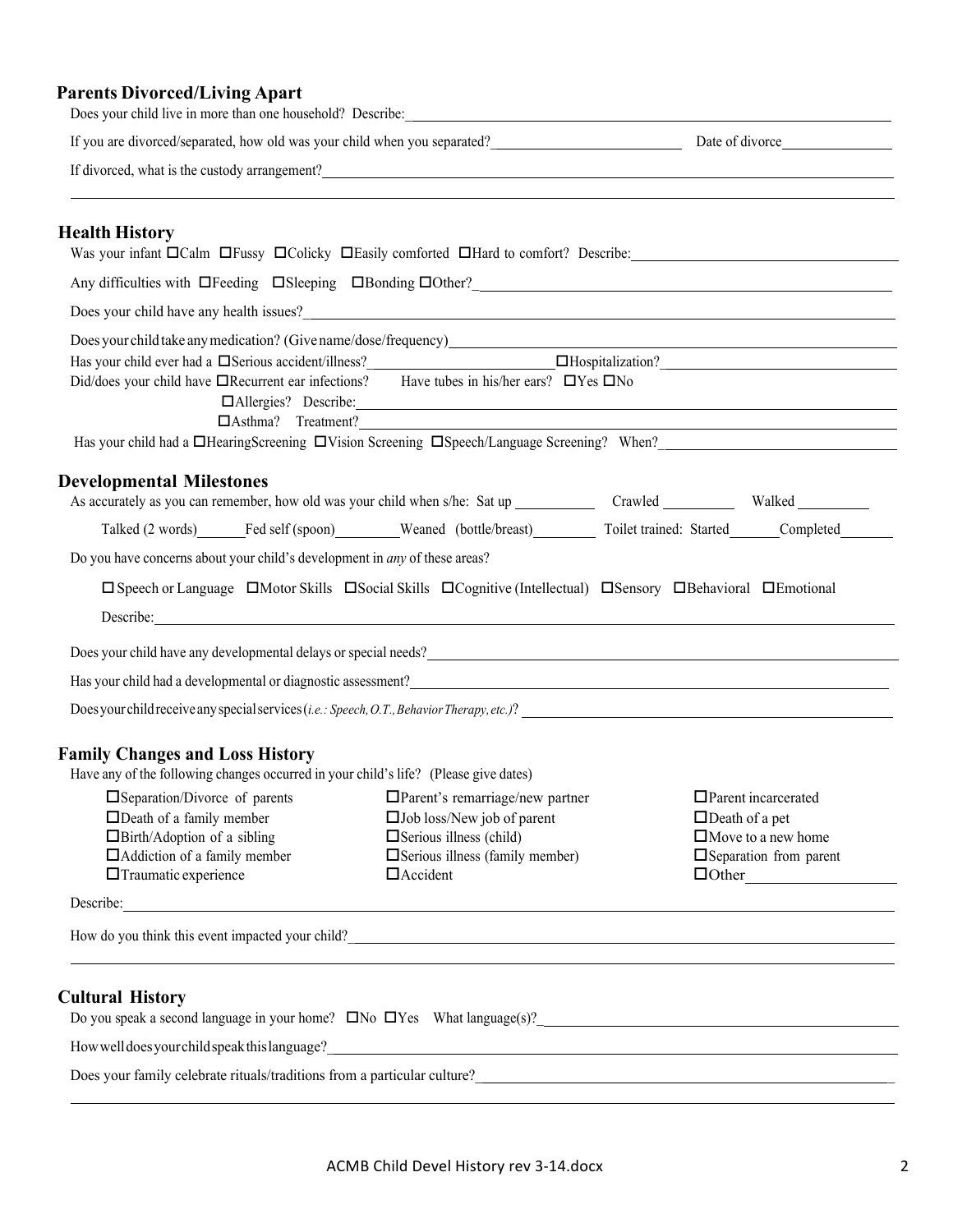## Parents Divorced/Living Apart

Does your child live in more than one household? Describe: ____________________

If you are divorced/separated, how old was your child when you separated? ____________________ Date of divorce ____________

If divorced, what is the custody arrangement? ____________________

____________________

## Health History

Was your infant ☐Calm ☐Fussy ☐Colicky ☐Easily comforted ☐Hard to comfort? Describe: ____________________

Any difficulties with ☐Feeding ☐Sleeping ☐Bonding ☐Other? ____________________

Does your child have any health issues? ____________________

Does your child take any medication? (Give name/dose/frequency) ____________________

Has your child ever had a ☐Serious accident/illness? ____________________ ☐Hospitalization? ____________________

Did/does your child have ☐Recurrent ear infections? Have tubes in his/her ears? ☐Yes ☐No

☐Allergies? Describe: ____________________

☐Asthma? Treatment? ____________________

Has your child had a ☐HearingScreening ☐Vision Screening ☐Speech/Language Screening? When? ____________________

## Developmental Milestones

As accurately as you can remember, how old was your child when s/he: Sat up ________ Crawled ________ Walked ________

Talked (2 words) ______ Fed self (spoon) ______ Weaned (bottle/breast) ______ Toilet trained: Started ______ Completed ______

Do you have concerns about your child's development in *any* of these areas?

☐ Speech or Language ☐Motor Skills ☐Social Skills ☐Cognitive (Intellectual) ☐Sensory ☐Behavioral ☐Emotional

Describe: ____________________

Does your child have any developmental delays or special needs? ____________________

Has your child had a developmental or diagnostic assessment? ____________________

Does your child receive any special services (*i.e.: Speech, O.T., Behavior Therapy, etc.)*? ____________________

## Family Changes and Loss History

Have any of the following changes occurred in your child's life? (Please give dates)

☐Separation/Divorce of parents
☐Death of a family member
☐Birth/Adoption of a sibling
☐Addiction of a family member
☐Traumatic experience
☐Parent's remarriage/new partner
☐Job loss/New job of parent
☐Serious illness (child)
☐Serious illness (family member)
☐Accident
☐Parent incarcerated
☐Death of a pet
☐Move to a new home
☐Separation from parent
☐Other ____________

Describe: ____________________

How do you think this event impacted your child? ____________________

____________________

## Cultural History

Do you speak a second language in your home? ☐No ☐Yes What language(s)? ____________________

How well does your child speak this language? ____________________

Does your family celebrate rituals/traditions from a particular culture? ____________________

____________________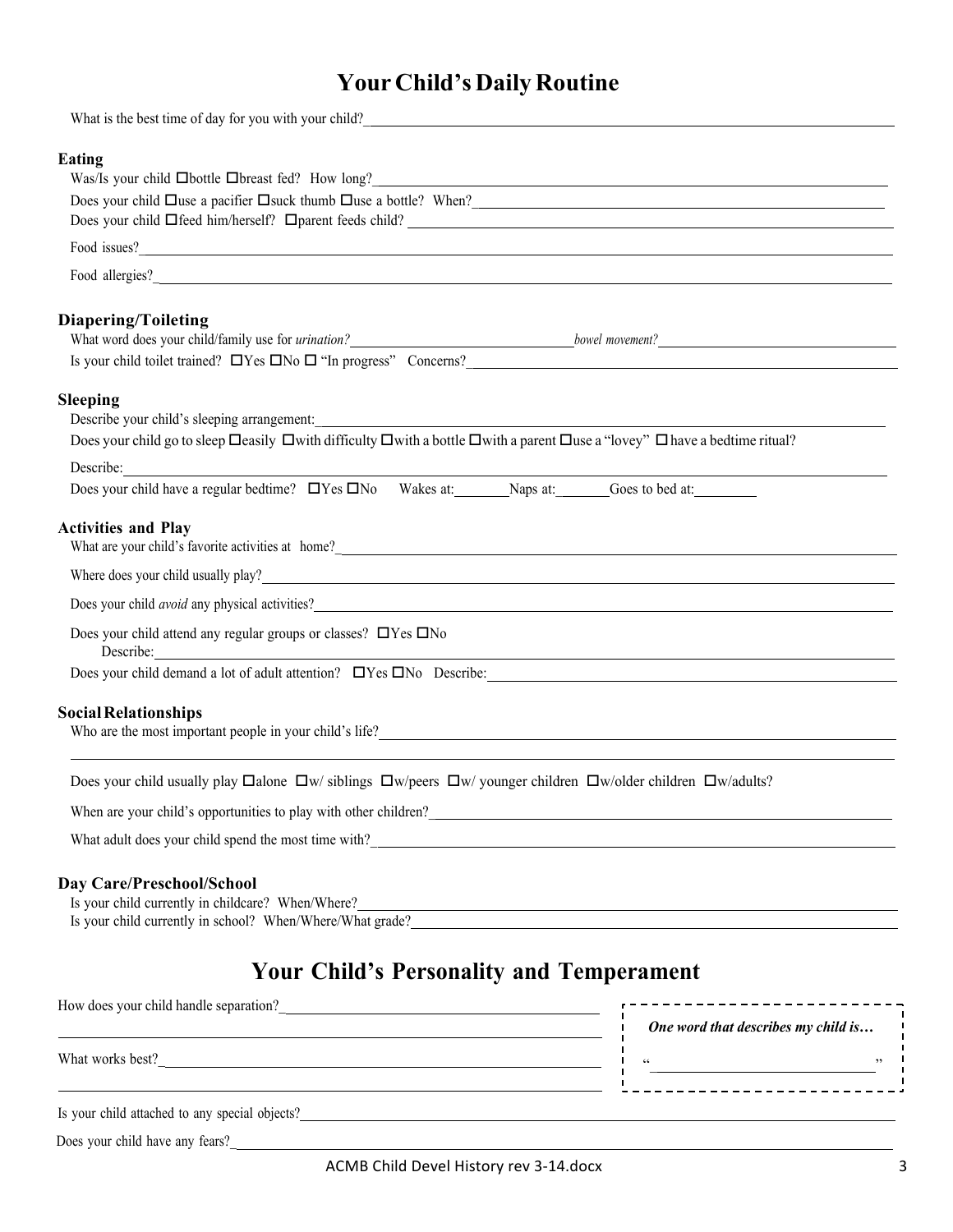# Your Child's Daily Routine

What is the best time of day for you with your child?

### Eating

Was/Is your child ☐bottle ☐breast fed? How long?

Does your child ☐use a pacifier ☐suck thumb ☐use a bottle? When?

Does your child ☐feed him/herself? ☐parent feeds child?

Food issues?

Food allergies?

### Diapering/Toileting

What word does your child/family use for *urination?* *bowel movement?*

Is your child toilet trained? ☐Yes ☐No ☐ "In progress" Concerns?

### Sleeping

Describe your child's sleeping arrangement:

Does your child go to sleep ☐easily ☐with difficulty ☐with a bottle ☐with a parent ☐use a "lovey" ☐ have a bedtime ritual?

Describe:

Does your child have a regular bedtime? ☐Yes ☐No Wakes at: Naps at: Goes to bed at:

### Activities and Play

What are your child's favorite activities at home?

Where does your child usually play?

Does your child *avoid* any physical activities?

Does your child attend any regular groups or classes? ☐Yes ☐No

Describe:

Does your child demand a lot of adult attention? ☐Yes ☐No Describe:

### Social Relationships

Who are the most important people in your child's life?

Does your child usually play ☐alone ☐w/ siblings ☐w/peers ☐w/ younger children ☐w/older children ☐w/adults?

When are your child's opportunities to play with other children?

What adult does your child spend the most time with?

### Day Care/Preschool/School

Is your child currently in childcare? When/Where?

Is your child currently in school? When/Where/What grade?

# Your Child's Personality and Temperament

How does your child handle separation?

What works best?

***One word that describes my child is…***

" "

Is your child attached to any special objects?

Does your child have any fears?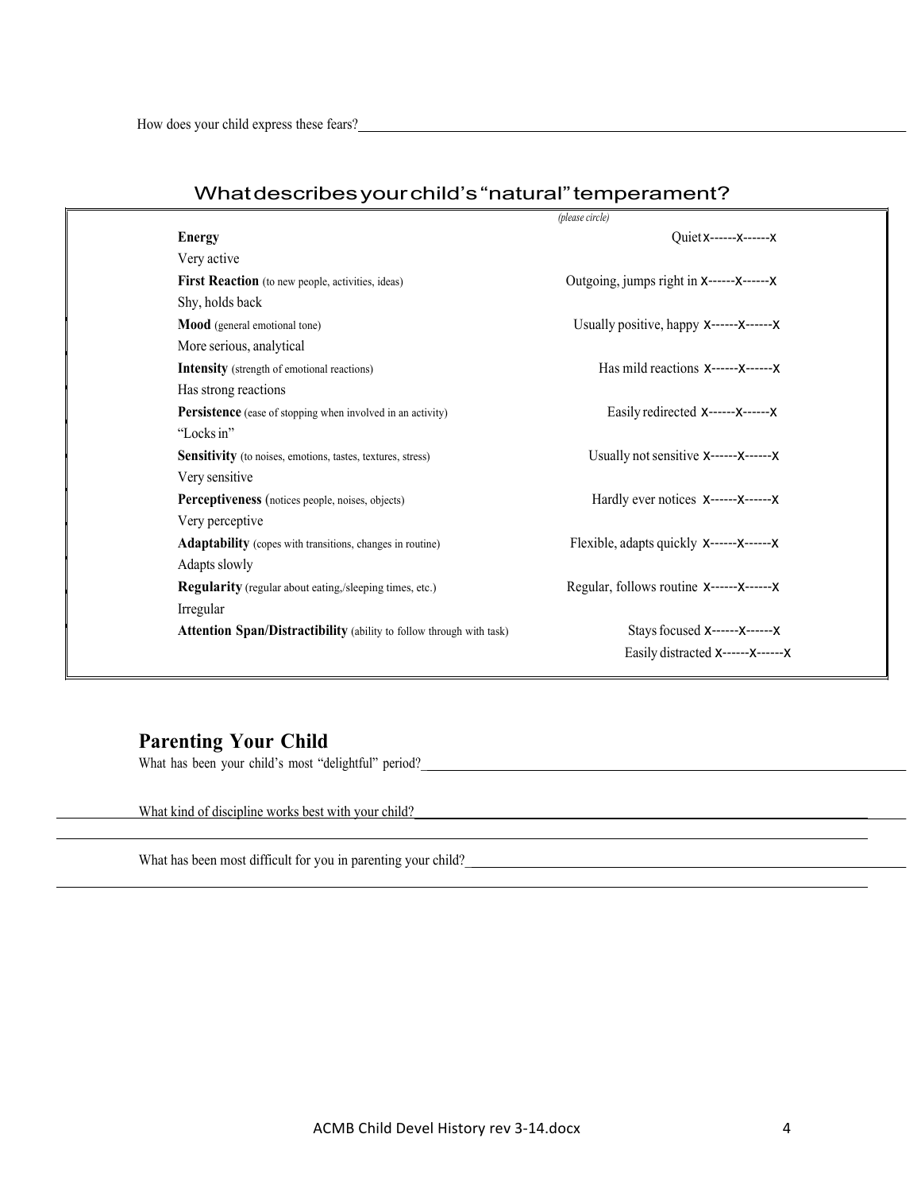How does your child express these fears?_______________________________________________

## What describes your child's "natural" temperament?

*(please circle)*

| | |
|---|---|
| **Energy** | Quiet x------x------x Very active |
| **First Reaction** (to new people, activities, ideas) | Outgoing, jumps right in x------x------x Shy, holds back |
| **Mood** (general emotional tone) | Usually positive, happy x------x------x More serious, analytical |
| **Intensity** (strength of emotional reactions) | Has mild reactions x------x------x Has strong reactions |
| **Persistence** (ease of stopping when involved in an activity) | Easily redirected x------x------x "Locks in" |
| **Sensitivity** (to noises, emotions, tastes, textures, stress) | Usually not sensitive x------x------x Very sensitive |
| **Perceptiveness** (notices people, noises, objects) | Hardly ever notices x------x------x Very perceptive |
| **Adaptability** (copes with transitions, changes in routine) | Flexible, adapts quickly x------x------x Adapts slowly |
| **Regularity** (regular about eating,/sleeping times, etc.) | Regular, follows routine x------x------x Irregular |
| **Attention Span/Distractibility** (ability to follow through with task) | Stays focused x------x------x Easily distracted x------x------x |

## Parenting Your Child

What has been your child's most "delightful" period?_______________________________________________

What kind of discipline works best with your child?_______________________________________________

_______________________________________________

What has been most difficult for you in parenting your child?_______________________________________________

_______________________________________________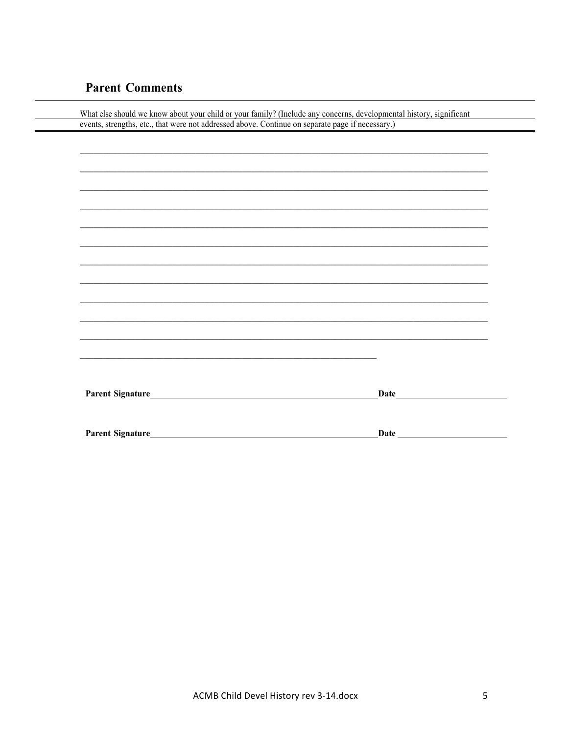## Parent Comments

What else should we know about your child or your family? (Include any concerns, developmental history, significant events, strengths, etc., that were not addressed above. Continue on separate page if necessary.)

\_\_\_\_\_\_\_\_\_\_\_\_\_\_\_\_\_\_\_\_\_\_\_\_\_\_\_\_\_\_\_\_\_\_\_\_\_\_\_\_\_\_\_\_\_\_\_\_\_\_\_\_\_\_\_\_\_\_\_\_\_\_\_\_\_\_\_\_\_\_\_\_\_\_\_\_\_\_

\_\_\_\_\_\_\_\_\_\_\_\_\_\_\_\_\_\_\_\_\_\_\_\_\_\_\_\_\_\_\_\_\_\_\_\_\_\_\_\_\_\_\_\_\_\_\_\_\_\_\_\_\_\_\_\_\_\_\_\_\_\_\_\_\_\_\_\_\_\_\_\_\_\_\_\_\_\_

\_\_\_\_\_\_\_\_\_\_\_\_\_\_\_\_\_\_\_\_\_\_\_\_\_\_\_\_\_\_\_\_\_\_\_\_\_\_\_\_\_\_\_\_\_\_\_\_\_\_\_\_\_\_\_\_\_\_\_\_\_\_\_\_\_\_\_\_\_\_\_\_\_\_\_\_\_\_

\_\_\_\_\_\_\_\_\_\_\_\_\_\_\_\_\_\_\_\_\_\_\_\_\_\_\_\_\_\_\_\_\_\_\_\_\_\_\_\_\_\_\_\_\_\_\_\_\_\_\_\_\_\_\_\_\_\_\_\_\_\_\_\_\_\_\_\_\_\_\_\_\_\_\_\_\_\_

\_\_\_\_\_\_\_\_\_\_\_\_\_\_\_\_\_\_\_\_\_\_\_\_\_\_\_\_\_\_\_\_\_\_\_\_\_\_\_\_\_\_\_\_\_\_\_\_\_\_\_\_\_\_\_\_\_\_\_\_\_\_\_\_\_\_\_\_\_\_\_\_\_\_\_\_\_\_

\_\_\_\_\_\_\_\_\_\_\_\_\_\_\_\_\_\_\_\_\_\_\_\_\_\_\_\_\_\_\_\_\_\_\_\_\_\_\_\_\_\_\_\_\_\_\_\_\_\_\_\_\_\_\_\_\_\_\_\_\_\_\_\_\_\_\_\_\_\_\_\_\_\_\_\_\_\_

\_\_\_\_\_\_\_\_\_\_\_\_\_\_\_\_\_\_\_\_\_\_\_\_\_\_\_\_\_\_\_\_\_\_\_\_\_\_\_\_\_\_\_\_\_\_\_\_\_\_\_\_\_\_\_\_\_\_\_\_\_\_\_\_\_\_\_\_\_\_\_\_\_\_\_\_\_\_

\_\_\_\_\_\_\_\_\_\_\_\_\_\_\_\_\_\_\_\_\_\_\_\_\_\_\_\_\_\_\_\_\_\_\_\_\_\_\_\_\_\_\_\_\_\_\_\_\_\_\_\_\_\_\_\_\_\_\_\_\_\_\_\_\_\_\_\_\_\_\_\_\_\_\_\_\_\_

\_\_\_\_\_\_\_\_\_\_\_\_\_\_\_\_\_\_\_\_\_\_\_\_\_\_\_\_\_\_\_\_\_\_\_\_\_\_\_\_\_\_\_\_\_\_\_\_\_\_\_\_\_\_\_\_\_\_\_\_\_\_\_\_\_\_\_\_\_\_\_\_\_\_\_\_\_\_

\_\_\_\_\_\_\_\_\_\_\_\_\_\_\_\_\_\_\_\_\_\_\_\_\_\_\_\_\_\_\_\_\_\_\_\_\_\_\_\_\_\_\_\_\_\_\_\_\_\_\_\_\_\_\_\_\_\_\_\_\_\_\_\_\_\_\_\_\_\_\_\_\_\_\_\_\_\_

\_\_\_\_\_\_\_\_\_\_\_\_\_\_\_\_\_\_\_\_\_\_\_\_\_\_\_\_\_\_\_\_\_\_\_\_\_\_\_\_\_\_\_\_\_\_\_\_\_\_\_\_\_\_\_\_\_\_\_\_\_\_\_\_\_\_\_\_\_\_\_\_\_\_\_\_\_\_

\_\_\_\_\_\_\_\_\_\_\_\_\_\_\_\_\_\_\_\_\_\_\_\_\_\_\_\_\_\_\_\_\_\_\_\_\_\_\_\_\_\_\_\_\_\_\_\_\_\_\_\_\_\_\_\_\_\_\_\_\_\_

**Parent Signature**\_\_\_\_\_\_\_\_\_\_\_\_\_\_\_\_\_\_\_\_\_\_\_\_\_\_\_\_\_\_\_\_\_\_\_\_\_\_\_\_\_\_\_\_\_\_\_\_ **Date**\_\_\_\_\_\_\_\_\_\_\_\_\_\_\_\_\_\_\_\_\_\_\_\_

**Parent Signature**\_\_\_\_\_\_\_\_\_\_\_\_\_\_\_\_\_\_\_\_\_\_\_\_\_\_\_\_\_\_\_\_\_\_\_\_\_\_\_\_\_\_\_\_\_\_\_\_ **Date** \_\_\_\_\_\_\_\_\_\_\_\_\_\_\_\_\_\_\_\_\_\_\_\_